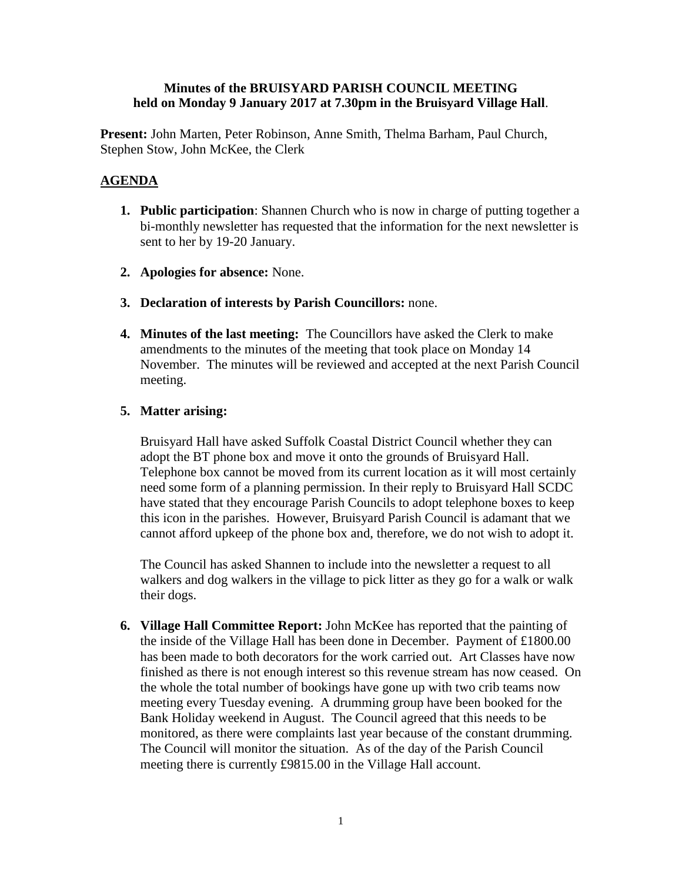**Minutes of the BRUISYARD PARISH COUNCIL MEETING held on Monday 9 January 2017 at 7.30pm in the Bruisyard Village Hall**.

**Present:** John Marten, Peter Robinson, Anne Smith, Thelma Barham, Paul Church, Stephen Stow, John McKee, the Clerk

## AGENDA

1. **Public participation**: Shannen Church who is now in charge of putting together a bi-monthly newsletter has requested that the information for the next newsletter is sent to her by 19-20 January.

2. **Apologies for absence:** None.

3. **Declaration of interests by Parish Councillors:** none.

4. **Minutes of the last meeting:** The Councillors have asked the Clerk to make amendments to the minutes of the meeting that took place on Monday 14 November. The minutes will be reviewed and accepted at the next Parish Council meeting.

5. **Matter arising:**

   Bruisyard Hall have asked Suffolk Coastal District Council whether they can adopt the BT phone box and move it onto the grounds of Bruisyard Hall. Telephone box cannot be moved from its current location as it will most certainly need some form of a planning permission. In their reply to Bruisyard Hall SCDC have stated that they encourage Parish Councils to adopt telephone boxes to keep this icon in the parishes. However, Bruisyard Parish Council is adamant that we cannot afford upkeep of the phone box and, therefore, we do not wish to adopt it.

   The Council has asked Shannen to include into the newsletter a request to all walkers and dog walkers in the village to pick litter as they go for a walk or walk their dogs.

6. **Village Hall Committee Report:** John McKee has reported that the painting of the inside of the Village Hall has been done in December. Payment of £1800.00 has been made to both decorators for the work carried out. Art Classes have now finished as there is not enough interest so this revenue stream has now ceased. On the whole the total number of bookings have gone up with two crib teams now meeting every Tuesday evening. A drumming group have been booked for the Bank Holiday weekend in August. The Council agreed that this needs to be monitored, as there were complaints last year because of the constant drumming. The Council will monitor the situation. As of the day of the Parish Council meeting there is currently £9815.00 in the Village Hall account.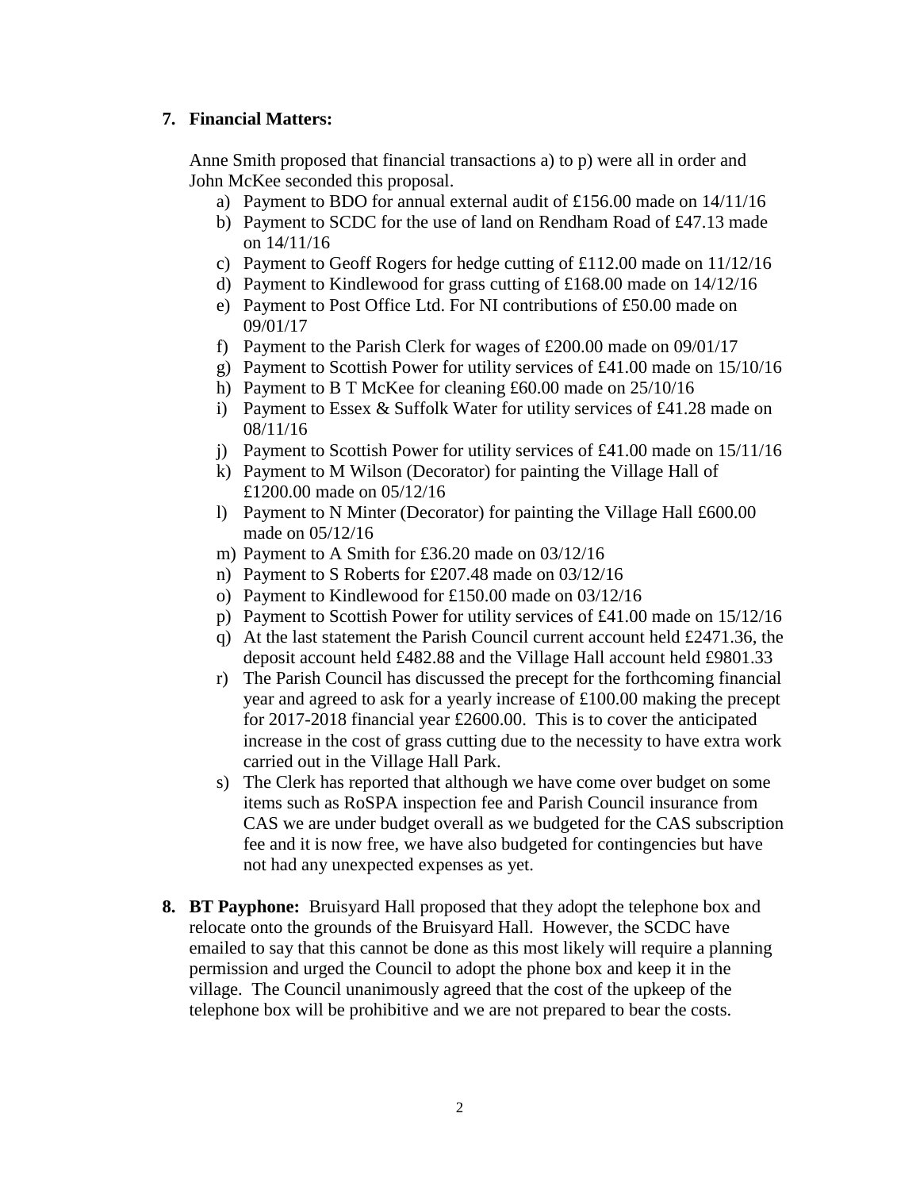7. **Financial Matters:**

   Anne Smith proposed that financial transactions a) to p) were all in order and John McKee seconded this proposal.

   a) Payment to BDO for annual external audit of £156.00 made on 14/11/16
   b) Payment to SCDC for the use of land on Rendham Road of £47.13 made on 14/11/16
   c) Payment to Geoff Rogers for hedge cutting of £112.00 made on 11/12/16
   d) Payment to Kindlewood for grass cutting of £168.00 made on 14/12/16
   e) Payment to Post Office Ltd. For NI contributions of £50.00 made on 09/01/17
   f) Payment to the Parish Clerk for wages of £200.00 made on 09/01/17
   g) Payment to Scottish Power for utility services of £41.00 made on 15/10/16
   h) Payment to B T McKee for cleaning £60.00 made on 25/10/16
   i) Payment to Essex & Suffolk Water for utility services of £41.28 made on 08/11/16
   j) Payment to Scottish Power for utility services of £41.00 made on 15/11/16
   k) Payment to M Wilson (Decorator) for painting the Village Hall of £1200.00 made on 05/12/16
   l) Payment to N Minter (Decorator) for painting the Village Hall £600.00 made on 05/12/16
   m) Payment to A Smith for £36.20 made on 03/12/16
   n) Payment to S Roberts for £207.48 made on 03/12/16
   o) Payment to Kindlewood for £150.00 made on 03/12/16
   p) Payment to Scottish Power for utility services of £41.00 made on 15/12/16
   q) At the last statement the Parish Council current account held £2471.36, the deposit account held £482.88 and the Village Hall account held £9801.33
   r) The Parish Council has discussed the precept for the forthcoming financial year and agreed to ask for a yearly increase of £100.00 making the precept for 2017-2018 financial year £2600.00. This is to cover the anticipated increase in the cost of grass cutting due to the necessity to have extra work carried out in the Village Hall Park.
   s) The Clerk has reported that although we have come over budget on some items such as RoSPA inspection fee and Parish Council insurance from CAS we are under budget overall as we budgeted for the CAS subscription fee and it is now free, we have also budgeted for contingencies but have not had any unexpected expenses as yet.

8. **BT Payphone:** Bruisyard Hall proposed that they adopt the telephone box and relocate onto the grounds of the Bruisyard Hall. However, the SCDC have emailed to say that this cannot be done as this most likely will require a planning permission and urged the Council to adopt the phone box and keep it in the village. The Council unanimously agreed that the cost of the upkeep of the telephone box will be prohibitive and we are not prepared to bear the costs.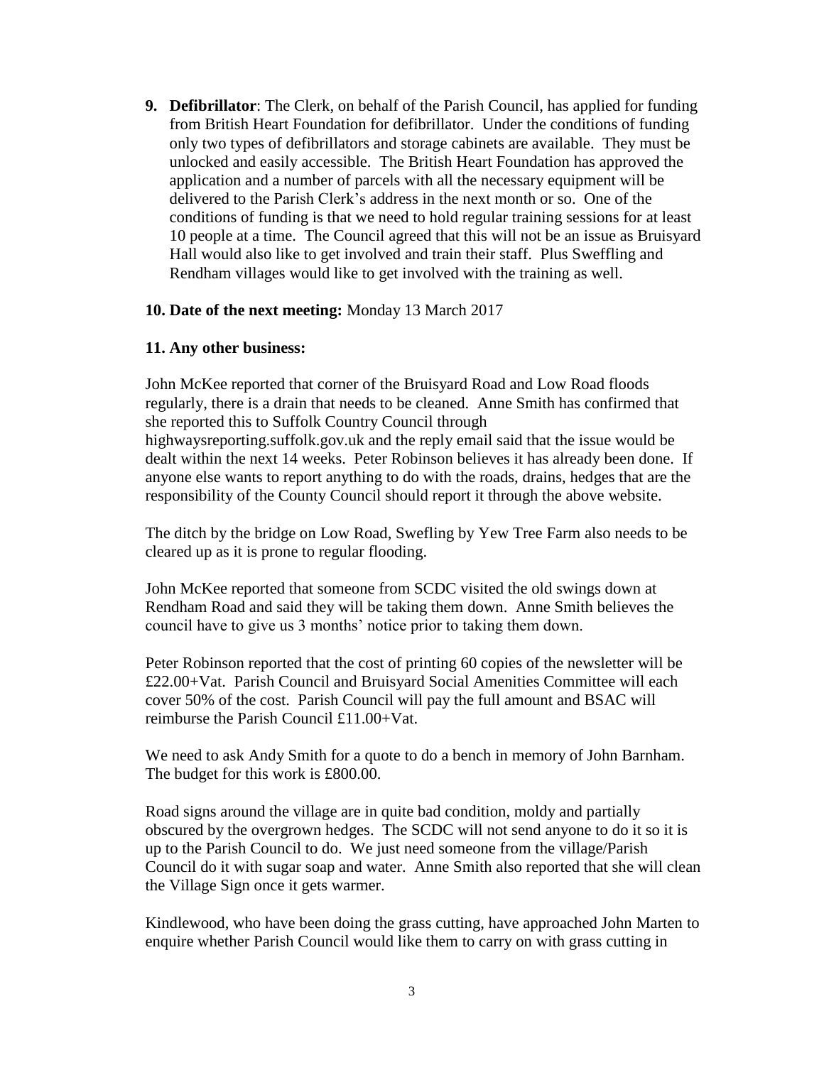9. **Defibrillator**: The Clerk, on behalf of the Parish Council, has applied for funding from British Heart Foundation for defibrillator. Under the conditions of funding only two types of defibrillators and storage cabinets are available. They must be unlocked and easily accessible. The British Heart Foundation has approved the application and a number of parcels with all the necessary equipment will be delivered to the Parish Clerk's address in the next month or so. One of the conditions of funding is that we need to hold regular training sessions for at least 10 people at a time. The Council agreed that this will not be an issue as Bruisyard Hall would also like to get involved and train their staff. Plus Sweffling and Rendham villages would like to get involved with the training as well.

**10. Date of the next meeting:** Monday 13 March 2017

**11. Any other business:**

John McKee reported that corner of the Bruisyard Road and Low Road floods regularly, there is a drain that needs to be cleaned. Anne Smith has confirmed that she reported this to Suffolk Country Council through highwaysreporting.suffolk.gov.uk and the reply email said that the issue would be dealt within the next 14 weeks. Peter Robinson believes it has already been done. If anyone else wants to report anything to do with the roads, drains, hedges that are the responsibility of the County Council should report it through the above website.

The ditch by the bridge on Low Road, Swefling by Yew Tree Farm also needs to be cleared up as it is prone to regular flooding.

John McKee reported that someone from SCDC visited the old swings down at Rendham Road and said they will be taking them down. Anne Smith believes the council have to give us 3 months' notice prior to taking them down.

Peter Robinson reported that the cost of printing 60 copies of the newsletter will be £22.00+Vat. Parish Council and Bruisyard Social Amenities Committee will each cover 50% of the cost. Parish Council will pay the full amount and BSAC will reimburse the Parish Council £11.00+Vat.

We need to ask Andy Smith for a quote to do a bench in memory of John Barnham. The budget for this work is £800.00.

Road signs around the village are in quite bad condition, moldy and partially obscured by the overgrown hedges. The SCDC will not send anyone to do it so it is up to the Parish Council to do. We just need someone from the village/Parish Council do it with sugar soap and water. Anne Smith also reported that she will clean the Village Sign once it gets warmer.

Kindlewood, who have been doing the grass cutting, have approached John Marten to enquire whether Parish Council would like them to carry on with grass cutting in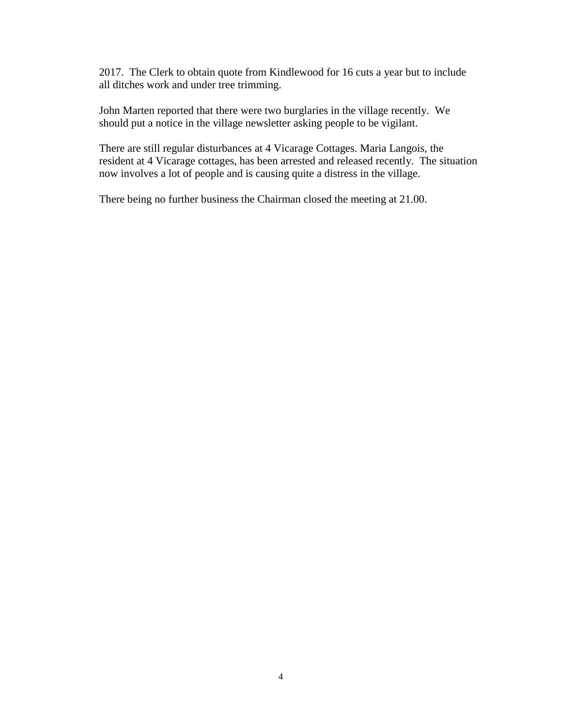2017. The Clerk to obtain quote from Kindlewood for 16 cuts a year but to include all ditches work and under tree trimming.

John Marten reported that there were two burglaries in the village recently. We should put a notice in the village newsletter asking people to be vigilant.

There are still regular disturbances at 4 Vicarage Cottages. Maria Langois, the resident at 4 Vicarage cottages, has been arrested and released recently. The situation now involves a lot of people and is causing quite a distress in the village.

There being no further business the Chairman closed the meeting at 21.00.